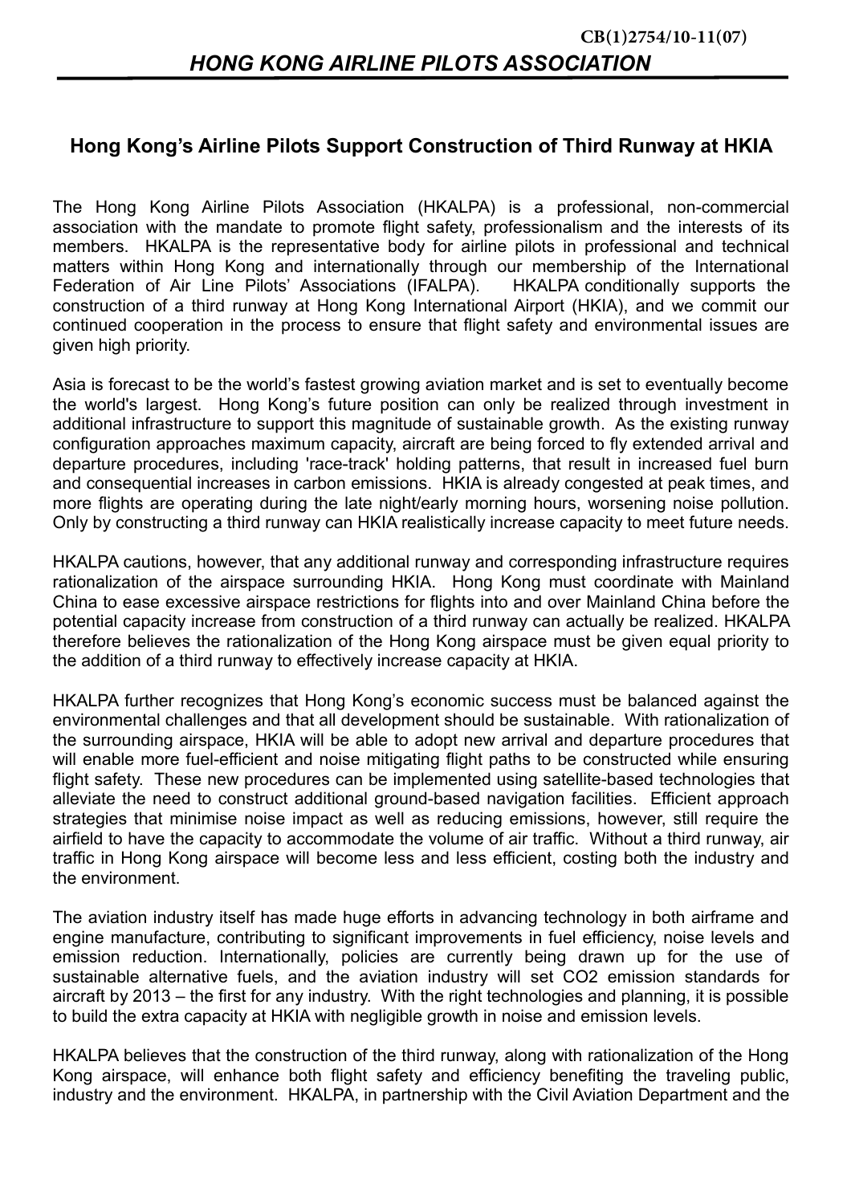CB(1)2754/10-11(07)

# *HONG KONG AIRLINE PILOTS ASSOCIATION*

## Hong Kong's Airline Pilots Support Construction of Third Runway at HKIA

The Hong Kong Airline Pilots Association (HKALPA) is a professional, non-commercial association with the mandate to promote flight safety, professionalism and the interests of its members. HKALPA is the representative body for airline pilots in professional and technical matters within Hong Kong and internationally through our membership of the International Federation of Air Line Pilots' Associations (IFALPA). HKALPA conditionally supports the construction of a third runway at Hong Kong International Airport (HKIA), and we commit our continued cooperation in the process to ensure that flight safety and environmental issues are given high priority.

Asia is forecast to be the world's fastest growing aviation market and is set to eventually become the world's largest. Hong Kong's future position can only be realized through investment in additional infrastructure to support this magnitude of sustainable growth. As the existing runway configuration approaches maximum capacity, aircraft are being forced to fly extended arrival and departure procedures, including 'race-track' holding patterns, that result in increased fuel burn and consequential increases in carbon emissions. HKIA is already congested at peak times, and more flights are operating during the late night/early morning hours, worsening noise pollution. Only by constructing a third runway can HKIA realistically increase capacity to meet future needs.

HKALPA cautions, however, that any additional runway and corresponding infrastructure requires rationalization of the airspace surrounding HKIA. Hong Kong must coordinate with Mainland China to ease excessive airspace restrictions for flights into and over Mainland China before the potential capacity increase from construction of a third runway can actually be realized. HKALPA therefore believes the rationalization of the Hong Kong airspace must be given equal priority to the addition of a third runway to effectively increase capacity at HKIA.

HKALPA further recognizes that Hong Kong's economic success must be balanced against the environmental challenges and that all development should be sustainable. With rationalization of the surrounding airspace, HKIA will be able to adopt new arrival and departure procedures that will enable more fuel-efficient and noise mitigating flight paths to be constructed while ensuring flight safety. These new procedures can be implemented using satellite-based technologies that alleviate the need to construct additional ground-based navigation facilities. Efficient approach strategies that minimise noise impact as well as reducing emissions, however, still require the airfield to have the capacity to accommodate the volume of air traffic. Without a third runway, air traffic in Hong Kong airspace will become less and less efficient, costing both the industry and the environment.

The aviation industry itself has made huge efforts in advancing technology in both airframe and engine manufacture, contributing to significant improvements in fuel efficiency, noise levels and emission reduction. Internationally, policies are currently being drawn up for the use of sustainable alternative fuels, and the aviation industry will set $CO_2$ emission standards for aircraft by 2013 – the first for any industry. With the right technologies and planning, it is possible to build the extra capacity at HKIA with negligible growth in noise and emission levels.

HKALPA believes that the construction of the third runway, along with rationalization of the Hong Kong airspace, will enhance both flight safety and efficiency benefiting the traveling public, industry and the environment. HKALPA, in partnership with the Civil Aviation Department and the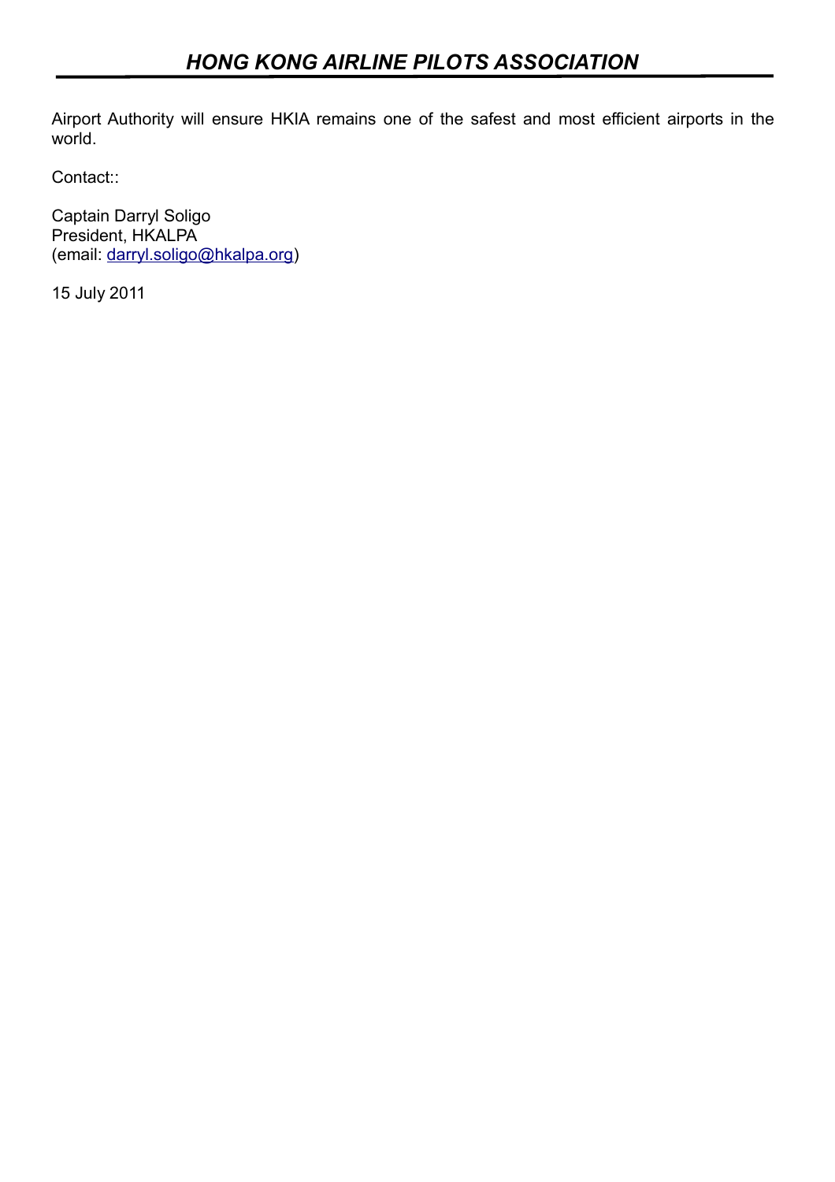Airport Authority will ensure HKIA remains one of the safest and most efficient airports in the world.

Contact::

Captain Darryl Soligo
President, HKALPA
(email: [darryl.soligo@hkalpa.org](mailto:darryl.soligo@hkalpa.org))

15 July 2011